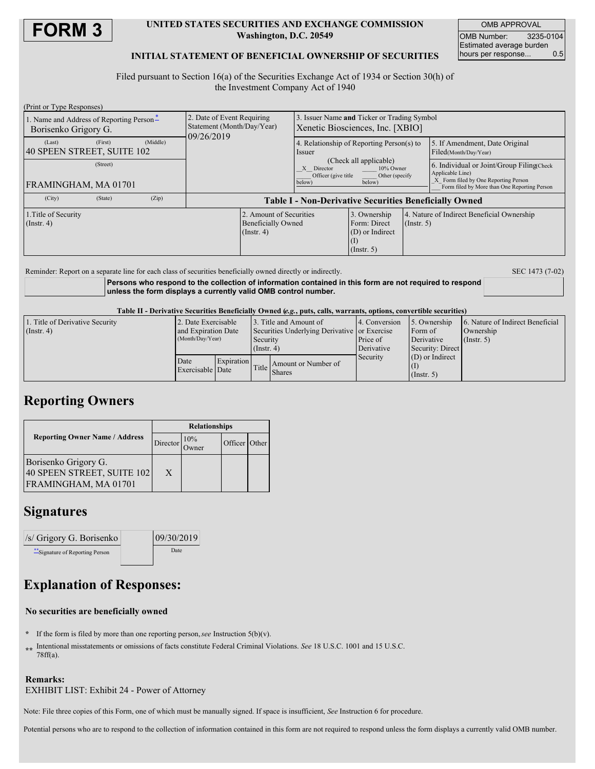# FORM 3

**UNITED STATES SECURITIES AND EXCHANGE COMMISSION**
**Washington, D.C. 20549**

**INITIAL STATEMENT OF BENEFICIAL OWNERSHIP OF SECURITIES**

| OMB APPROVAL | |
|---|---|
| OMB Number: | 3235-0104 |
| Estimated average burden hours per response... | 0.5 |

Filed pursuant to Section 16(a) of the Securities Exchange Act of 1934 or Section 30(h) of the Investment Company Act of 1940

(Print or Type Responses)

| 1. Name and Address of Reporting Person* | 2. Date of Event Requiring Statement (Month/Day/Year) | 3. Issuer Name **and** Ticker or Trading Symbol |
|---|---|---|
| Borisenko Grigory G. | 09/26/2019 | Xenetic Biosciences, Inc. [XBIO] |
| (Last) (First) (Middle) 40 SPEEN STREET, SUITE 102 | | 4. Relationship of Reporting Person(s) to Issuer (Check all applicable) _X_ Director ___ 10% Owner ___ Officer (give title below) ___ Other (specify below) |
| (Street) FRAMINGHAM, MA 01701 | | 5. If Amendment, Date Original Filed(Month/Day/Year) |
| (City) (State) (Zip) | | 6. Individual or Joint/Group Filing(Check Applicable Line) _X_ Form filed by One Reporting Person ___ Form filed by More than One Reporting Person |

**Table I - Non-Derivative Securities Beneficially Owned**

| 1.Title of Security (Instr. 4) | 2. Amount of Securities Beneficially Owned (Instr. 4) | 3. Ownership Form: Direct (D) or Indirect (I) (Instr. 5) | 4. Nature of Indirect Beneficial Ownership (Instr. 5) |
|---|---|---|---|

Reminder: Report on a separate line for each class of securities beneficially owned directly or indirectly.

SEC 1473 (7-02)

**Persons who respond to the collection of information contained in this form are not required to respond unless the form displays a currently valid OMB control number.**

**Table II - Derivative Securities Beneficially Owned (*e.g.*, puts, calls, warrants, options, convertible securities)**

| 1. Title of Derivative Security (Instr. 4) | 2. Date Exercisable and Expiration Date (Month/Day/Year) | | 3. Title and Amount of Securities Underlying Derivative Security (Instr. 4) | | 4. Conversion or Exercise Price of Derivative Security | 5. Ownership Form of Derivative Security: Direct (D) or Indirect (I) (Instr. 5) | 6. Nature of Indirect Beneficial Ownership (Instr. 5) |
|---|---|---|---|---|---|---|---|
| | Date Exercisable | Expiration Date | Title | Amount or Number of Shares | | | |

## Reporting Owners

| Reporting Owner Name / Address | Relationships | | | |
|---|---|---|---|---|
| | Director | 10% Owner | Officer | Other |
| Borisenko Grigory G. 40 SPEEN STREET, SUITE 102 FRAMINGHAM, MA 01701 | X | | | |

## Signatures

| /s/ Grigory G. Borisenko | 09/30/2019 |
|---|---|
| **Signature of Reporting Person | Date |

## Explanation of Responses:

**No securities are beneficially owned**

\* If the form is filed by more than one reporting person, *see* Instruction 5(b)(v).

** Intentional misstatements or omissions of facts constitute Federal Criminal Violations. *See* 18 U.S.C. 1001 and 15 U.S.C. 78ff(a).

**Remarks:**
EXHIBIT LIST: Exhibit 24 - Power of Attorney

Note: File three copies of this Form, one of which must be manually signed. If space is insufficient, *See* Instruction 6 for procedure.

Potential persons who are to respond to the collection of information contained in this form are not required to respond unless the form displays a currently valid OMB number.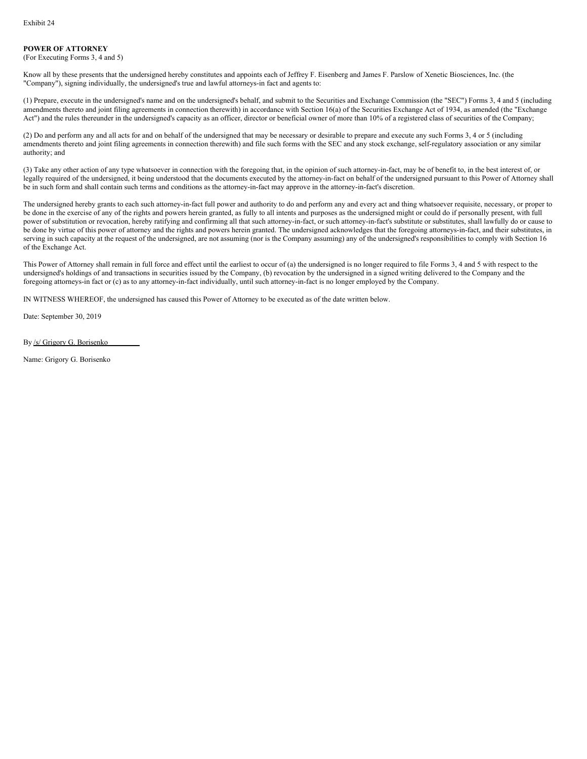Exhibit 24

**POWER OF ATTORNEY**
(For Executing Forms 3, 4 and 5)

Know all by these presents that the undersigned hereby constitutes and appoints each of Jeffrey F. Eisenberg and James F. Parslow of Xenetic Biosciences, Inc. (the "Company"), signing individually, the undersigned's true and lawful attorneys-in fact and agents to:

(1) Prepare, execute in the undersigned's name and on the undersigned's behalf, and submit to the Securities and Exchange Commission (the "SEC") Forms 3, 4 and 5 (including amendments thereto and joint filing agreements in connection therewith) in accordance with Section 16(a) of the Securities Exchange Act of 1934, as amended (the "Exchange Act") and the rules thereunder in the undersigned's capacity as an officer, director or beneficial owner of more than 10% of a registered class of securities of the Company;

(2) Do and perform any and all acts for and on behalf of the undersigned that may be necessary or desirable to prepare and execute any such Forms 3, 4 or 5 (including amendments thereto and joint filing agreements in connection therewith) and file such forms with the SEC and any stock exchange, self-regulatory association or any similar authority; and

(3) Take any other action of any type whatsoever in connection with the foregoing that, in the opinion of such attorney-in-fact, may be of benefit to, in the best interest of, or legally required of the undersigned, it being understood that the documents executed by the attorney-in-fact on behalf of the undersigned pursuant to this Power of Attorney shall be in such form and shall contain such terms and conditions as the attorney-in-fact may approve in the attorney-in-fact's discretion.

The undersigned hereby grants to each such attorney-in-fact full power and authority to do and perform any and every act and thing whatsoever requisite, necessary, or proper to be done in the exercise of any of the rights and powers herein granted, as fully to all intents and purposes as the undersigned might or could do if personally present, with full power of substitution or revocation, hereby ratifying and confirming all that such attorney-in-fact, or such attorney-in-fact's substitute or substitutes, shall lawfully do or cause to be done by virtue of this power of attorney and the rights and powers herein granted. The undersigned acknowledges that the foregoing attorneys-in-fact, and their substitutes, in serving in such capacity at the request of the undersigned, are not assuming (nor is the Company assuming) any of the undersigned's responsibilities to comply with Section 16 of the Exchange Act.

This Power of Attorney shall remain in full force and effect until the earliest to occur of (a) the undersigned is no longer required to file Forms 3, 4 and 5 with respect to the undersigned's holdings of and transactions in securities issued by the Company, (b) revocation by the undersigned in a signed writing delivered to the Company and the foregoing attorneys-in fact or (c) as to any attorney-in-fact individually, until such attorney-in-fact is no longer employed by the Company.

IN WITNESS WHEREOF, the undersigned has caused this Power of Attorney to be executed as of the date written below.

Date: September 30, 2019

By /s/ Grigory G. Borisenko

Name: Grigory G. Borisenko